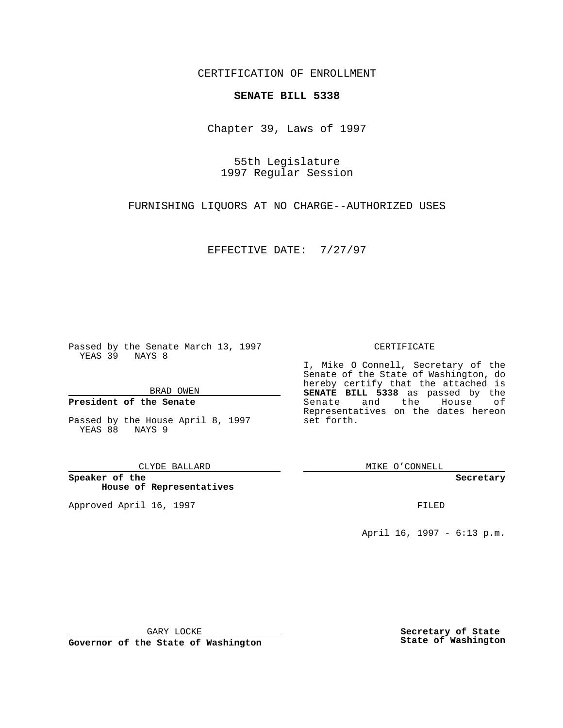CERTIFICATION OF ENROLLMENT

**SENATE BILL 5338**

Chapter 39, Laws of 1997

55th Legislature
1997 Regular Session

FURNISHING LIQUORS AT NO CHARGE--AUTHORIZED USES

EFFECTIVE DATE: 7/27/97

Passed by the Senate March 13, 1997
YEAS 39 NAYS 8

BRAD OWEN

**President of the Senate**

Passed by the House April 8, 1997
YEAS 88 NAYS 9

CLYDE BALLARD

**Speaker of the House of Representatives**

Approved April 16, 1997

GARY LOCKE

**Governor of the State of Washington**

CERTIFICATE

I, Mike O Connell, Secretary of the Senate of the State of Washington, do hereby certify that the attached is **SENATE BILL 5338** as passed by the Senate and the House of Representatives on the dates hereon set forth.

MIKE O'CONNELL

**Secretary**

FILED

April 16, 1997 - 6:13 p.m.

**Secretary of State**
**State of Washington**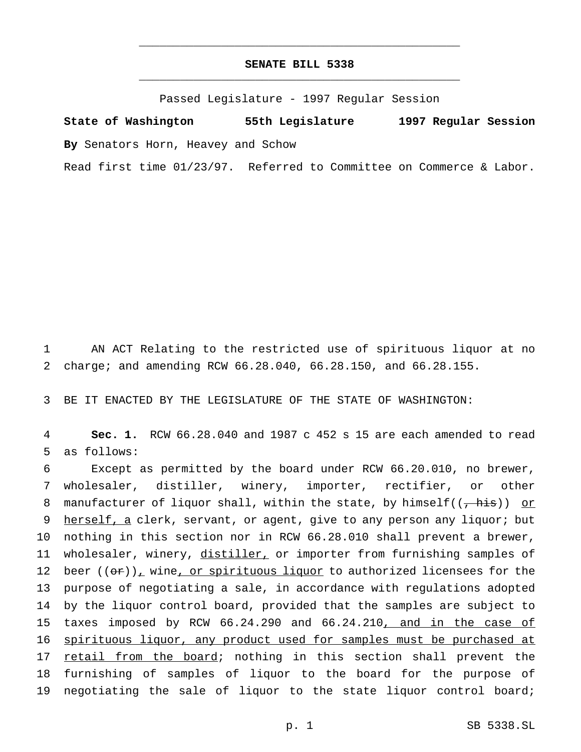# SENATE BILL 5338

Passed Legislature - 1997 Regular Session

**State of Washington 55th Legislature 1997 Regular Session**

**By** Senators Horn, Heavey and Schow

Read first time 01/23/97. Referred to Committee on Commerce & Labor.

1 AN ACT Relating to the restricted use of spirituous liquor at no
2 charge; and amending RCW 66.28.040, 66.28.150, and 66.28.155.

3 BE IT ENACTED BY THE LEGISLATURE OF THE STATE OF WASHINGTON:

4 **Sec. 1.** RCW 66.28.040 and 1987 c 452 s 15 are each amended to read
5 as follows:

6 Except as permitted by the board under RCW 66.20.010, no brewer,
7 wholesaler, distiller, winery, importer, rectifier, or other
8 manufacturer of liquor shall, within the state, by himself((~~, his~~)) <u>or</u>
9 <u>herself, a</u> clerk, servant, or agent, give to any person any liquor; but
10 nothing in this section nor in RCW 66.28.010 shall prevent a brewer,
11 wholesaler, winery, <u>distiller,</u> or importer from furnishing samples of
12 beer ((~~or~~))<u>,</u> wine<u>, or spirituous liquor</u> to authorized licensees for the
13 purpose of negotiating a sale, in accordance with regulations adopted
14 by the liquor control board, provided that the samples are subject to
15 taxes imposed by RCW 66.24.290 and 66.24.210<u>, and in the case of</u>
16 <u>spirituous liquor, any product used for samples must be purchased at</u>
17 <u>retail from the board</u>; nothing in this section shall prevent the
18 furnishing of samples of liquor to the board for the purpose of
19 negotiating the sale of liquor to the state liquor control board;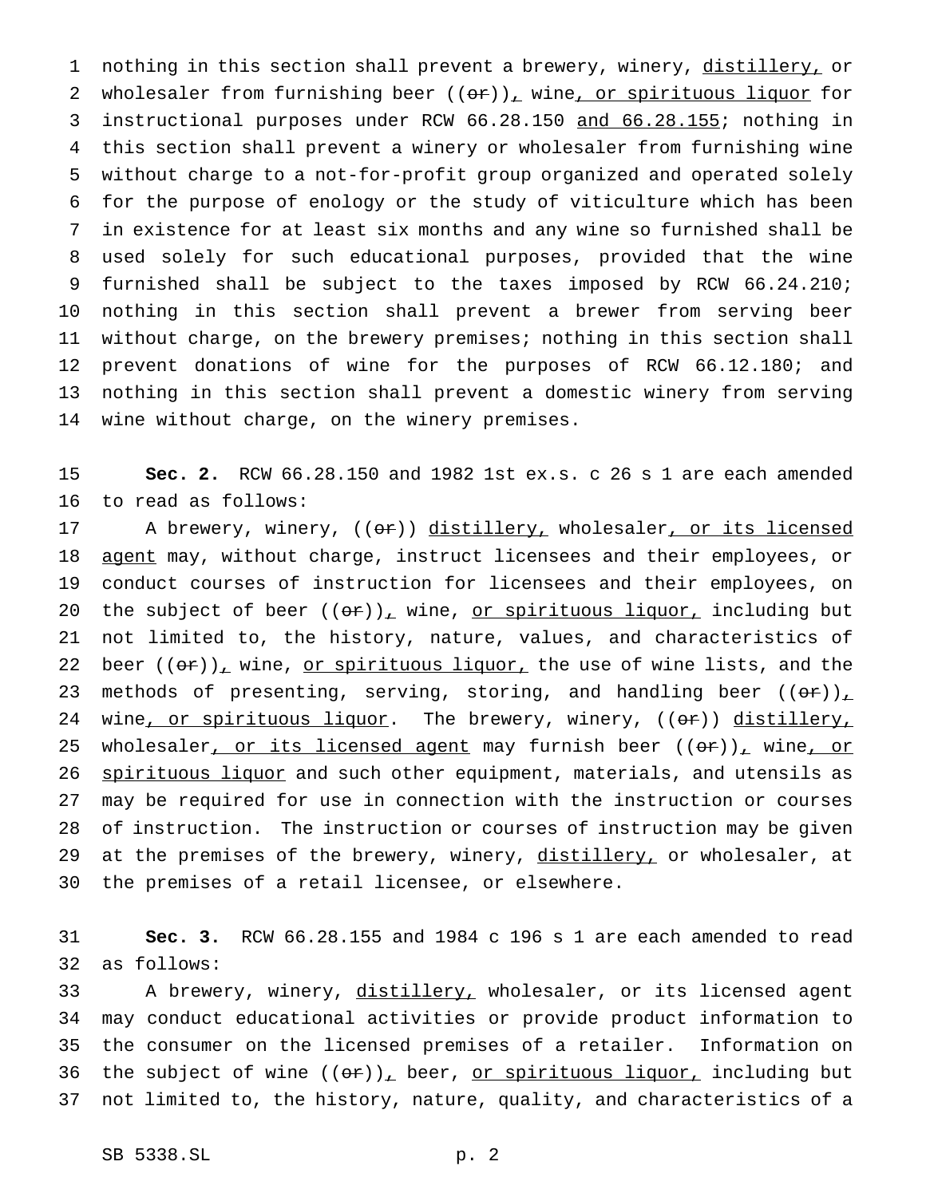nothing in this section shall prevent a brewery, winery, distillery, or wholesaler from furnishing beer ((~~or~~)), wine, or spirituous liquor for instructional purposes under RCW 66.28.150 and 66.28.155; nothing in this section shall prevent a winery or wholesaler from furnishing wine without charge to a not-for-profit group organized and operated solely for the purpose of enology or the study of viticulture which has been in existence for at least six months and any wine so furnished shall be used solely for such educational purposes, provided that the wine furnished shall be subject to the taxes imposed by RCW 66.24.210; nothing in this section shall prevent a brewer from serving beer without charge, on the brewery premises; nothing in this section shall prevent donations of wine for the purposes of RCW 66.12.180; and nothing in this section shall prevent a domestic winery from serving wine without charge, on the winery premises.

**Sec. 2.** RCW 66.28.150 and 1982 1st ex.s. c 26 s 1 are each amended to read as follows:

A brewery, winery, ((~~or~~)) distillery, wholesaler, or its licensed agent may, without charge, instruct licensees and their employees, or conduct courses of instruction for licensees and their employees, on the subject of beer ((~~or~~)), wine, or spirituous liquor, including but not limited to, the history, nature, values, and characteristics of beer ((~~or~~)), wine, or spirituous liquor, the use of wine lists, and the methods of presenting, serving, storing, and handling beer ((~~or~~)), wine, or spirituous liquor. The brewery, winery, ((~~or~~)) distillery, wholesaler, or its licensed agent may furnish beer ((~~or~~)), wine, or spirituous liquor and such other equipment, materials, and utensils as may be required for use in connection with the instruction or courses of instruction. The instruction or courses of instruction may be given at the premises of the brewery, winery, distillery, or wholesaler, at the premises of a retail licensee, or elsewhere.

**Sec. 3.** RCW 66.28.155 and 1984 c 196 s 1 are each amended to read as follows:

A brewery, winery, distillery, wholesaler, or its licensed agent may conduct educational activities or provide product information to the consumer on the licensed premises of a retailer. Information on the subject of wine ((~~or~~)), beer, or spirituous liquor, including but not limited to, the history, nature, quality, and characteristics of a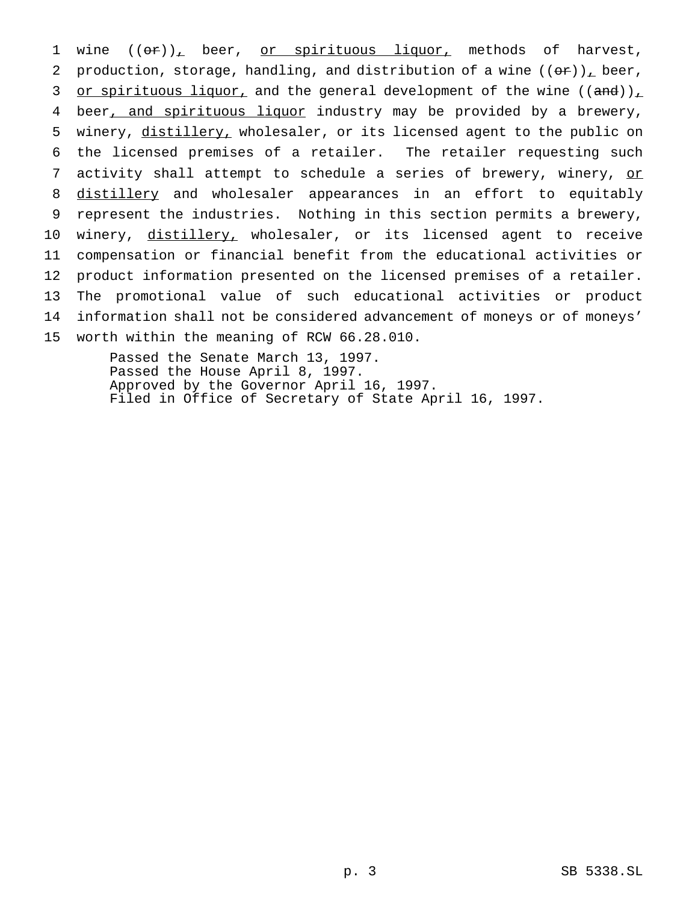wine ((~~or~~)), beer, or spirituous liquor, methods of harvest, production, storage, handling, and distribution of a wine ((~~or~~)), beer, or spirituous liquor, and the general development of the wine ((~~and~~)), beer, and spirituous liquor industry may be provided by a brewery, winery, distillery, wholesaler, or its licensed agent to the public on the licensed premises of a retailer. The retailer requesting such activity shall attempt to schedule a series of brewery, winery, or distillery and wholesaler appearances in an effort to equitably represent the industries. Nothing in this section permits a brewery, winery, distillery, wholesaler, or its licensed agent to receive compensation or financial benefit from the educational activities or product information presented on the licensed premises of a retailer. The promotional value of such educational activities or product information shall not be considered advancement of moneys or of moneys' worth within the meaning of RCW 66.28.010.

Passed the Senate March 13, 1997.
Passed the House April 8, 1997.
Approved by the Governor April 16, 1997.
Filed in Office of Secretary of State April 16, 1997.